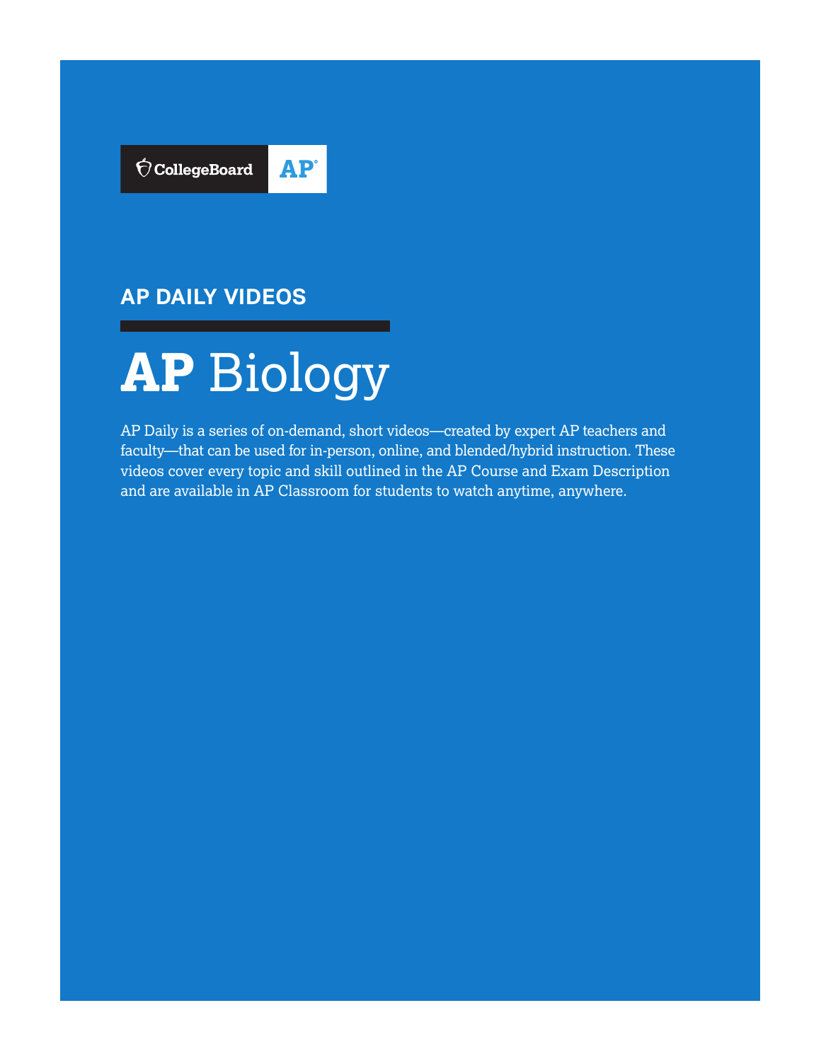CollegeBoard AP

## AP DAILY VIDEOS

# AP Biology

AP Daily is a series of on-demand, short videos—created by expert AP teachers and faculty—that can be used for in-person, online, and blended/hybrid instruction. These videos cover every topic and skill outlined in the AP Course and Exam Description and are available in AP Classroom for students to watch anytime, anywhere.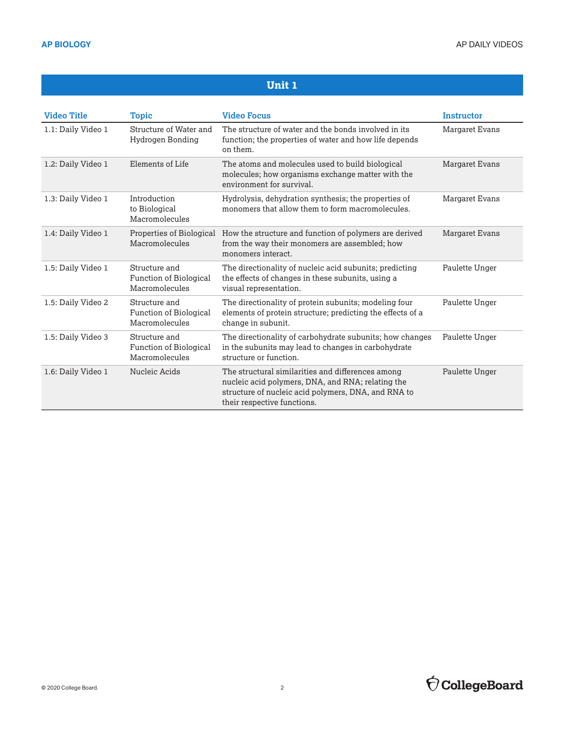## Unit 1

| Video Title | Topic | Video Focus | Instructor |
|---|---|---|---|
| 1.1: Daily Video 1 | Structure of Water and Hydrogen Bonding | The structure of water and the bonds involved in its function; the properties of water and how life depends on them. | Margaret Evans |
| 1.2: Daily Video 1 | Elements of Life | The atoms and molecules used to build biological molecules; how organisms exchange matter with the environment for survival. | Margaret Evans |
| 1.3: Daily Video 1 | Introduction to Biological Macromolecules | Hydrolysis, dehydration synthesis; the properties of monomers that allow them to form macromolecules. | Margaret Evans |
| 1.4: Daily Video 1 | Properties of Biological Macromolecules | How the structure and function of polymers are derived from the way their monomers are assembled; how monomers interact. | Margaret Evans |
| 1.5: Daily Video 1 | Structure and Function of Biological Macromolecules | The directionality of nucleic acid subunits; predicting the effects of changes in these subunits, using a visual representation. | Paulette Unger |
| 1.5: Daily Video 2 | Structure and Function of Biological Macromolecules | The directionality of protein subunits; modeling four elements of protein structure; predicting the effects of a change in subunit. | Paulette Unger |
| 1.5: Daily Video 3 | Structure and Function of Biological Macromolecules | The directionality of carbohydrate subunits; how changes in the subunits may lead to changes in carbohydrate structure or function. | Paulette Unger |
| 1.6: Daily Video 1 | Nucleic Acids | The structural similarities and differences among nucleic acid polymers, DNA, and RNA; relating the structure of nucleic acid polymers, DNA, and RNA to their respective functions. | Paulette Unger |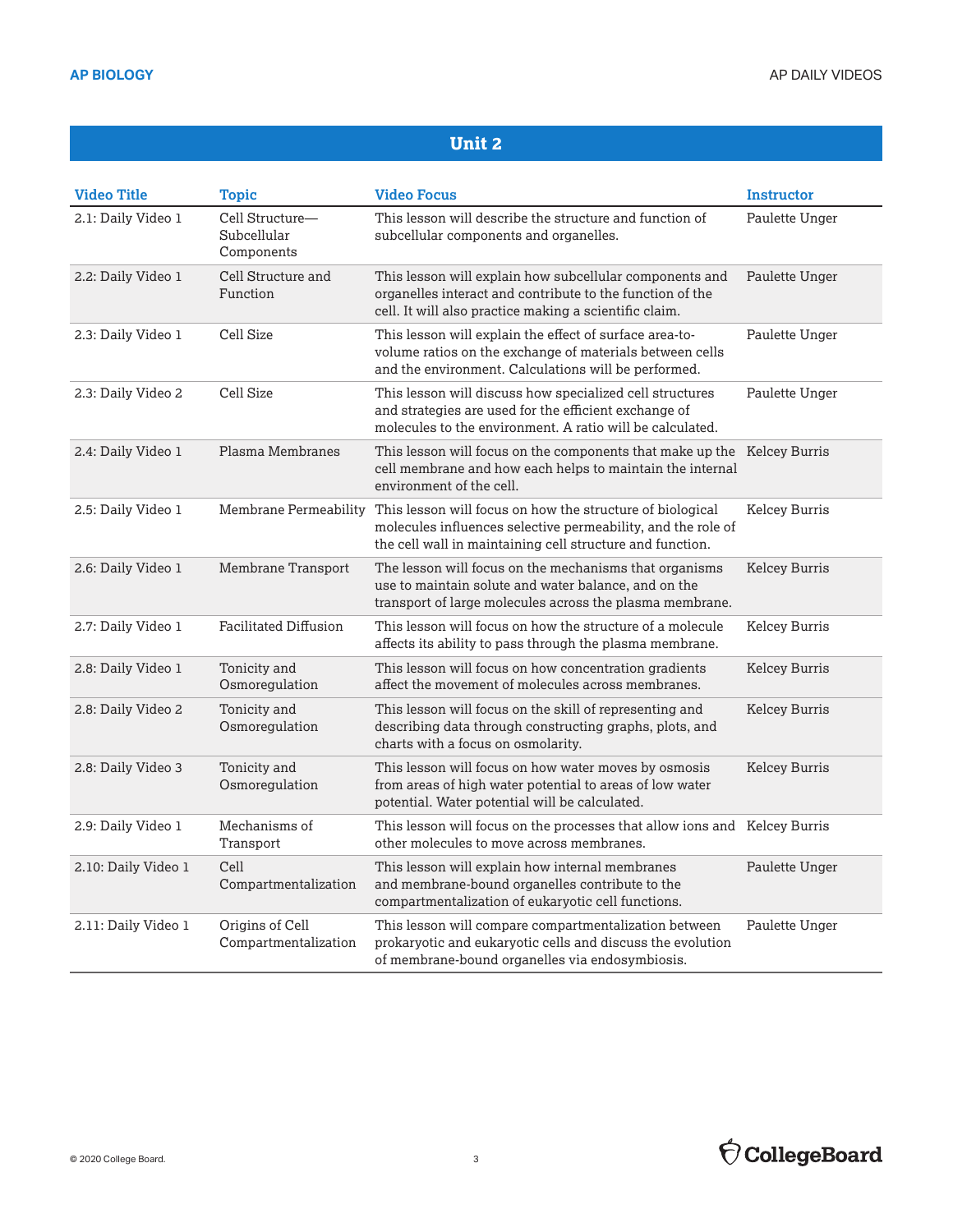## Unit 2

| Video Title | Topic | Video Focus | Instructor |
|---|---|---|---|
| 2.1: Daily Video 1 | Cell Structure—Subcellular Components | This lesson will describe the structure and function of subcellular components and organelles. | Paulette Unger |
| 2.2: Daily Video 1 | Cell Structure and Function | This lesson will explain how subcellular components and organelles interact and contribute to the function of the cell. It will also practice making a scientific claim. | Paulette Unger |
| 2.3: Daily Video 1 | Cell Size | This lesson will explain the effect of surface area-to-volume ratios on the exchange of materials between cells and the environment. Calculations will be performed. | Paulette Unger |
| 2.3: Daily Video 2 | Cell Size | This lesson will discuss how specialized cell structures and strategies are used for the efficient exchange of molecules to the environment. A ratio will be calculated. | Paulette Unger |
| 2.4: Daily Video 1 | Plasma Membranes | This lesson will focus on the components that make up the cell membrane and how each helps to maintain the internal environment of the cell. | Kelcey Burris |
| 2.5: Daily Video 1 | Membrane Permeability | This lesson will focus on how the structure of biological molecules influences selective permeability, and the role of the cell wall in maintaining cell structure and function. | Kelcey Burris |
| 2.6: Daily Video 1 | Membrane Transport | The lesson will focus on the mechanisms that organisms use to maintain solute and water balance, and on the transport of large molecules across the plasma membrane. | Kelcey Burris |
| 2.7: Daily Video 1 | Facilitated Diffusion | This lesson will focus on how the structure of a molecule affects its ability to pass through the plasma membrane. | Kelcey Burris |
| 2.8: Daily Video 1 | Tonicity and Osmoregulation | This lesson will focus on how concentration gradients affect the movement of molecules across membranes. | Kelcey Burris |
| 2.8: Daily Video 2 | Tonicity and Osmoregulation | This lesson will focus on the skill of representing and describing data through constructing graphs, plots, and charts with a focus on osmolarity. | Kelcey Burris |
| 2.8: Daily Video 3 | Tonicity and Osmoregulation | This lesson will focus on how water moves by osmosis from areas of high water potential to areas of low water potential. Water potential will be calculated. | Kelcey Burris |
| 2.9: Daily Video 1 | Mechanisms of Transport | This lesson will focus on the processes that allow ions and other molecules to move across membranes. | Kelcey Burris |
| 2.10: Daily Video 1 | Cell Compartmentalization | This lesson will explain how internal membranes and membrane-bound organelles contribute to the compartmentalization of eukaryotic cell functions. | Paulette Unger |
| 2.11: Daily Video 1 | Origins of Cell Compartmentalization | This lesson will compare compartmentalization between prokaryotic and eukaryotic cells and discuss the evolution of membrane-bound organelles via endosymbiosis. | Paulette Unger |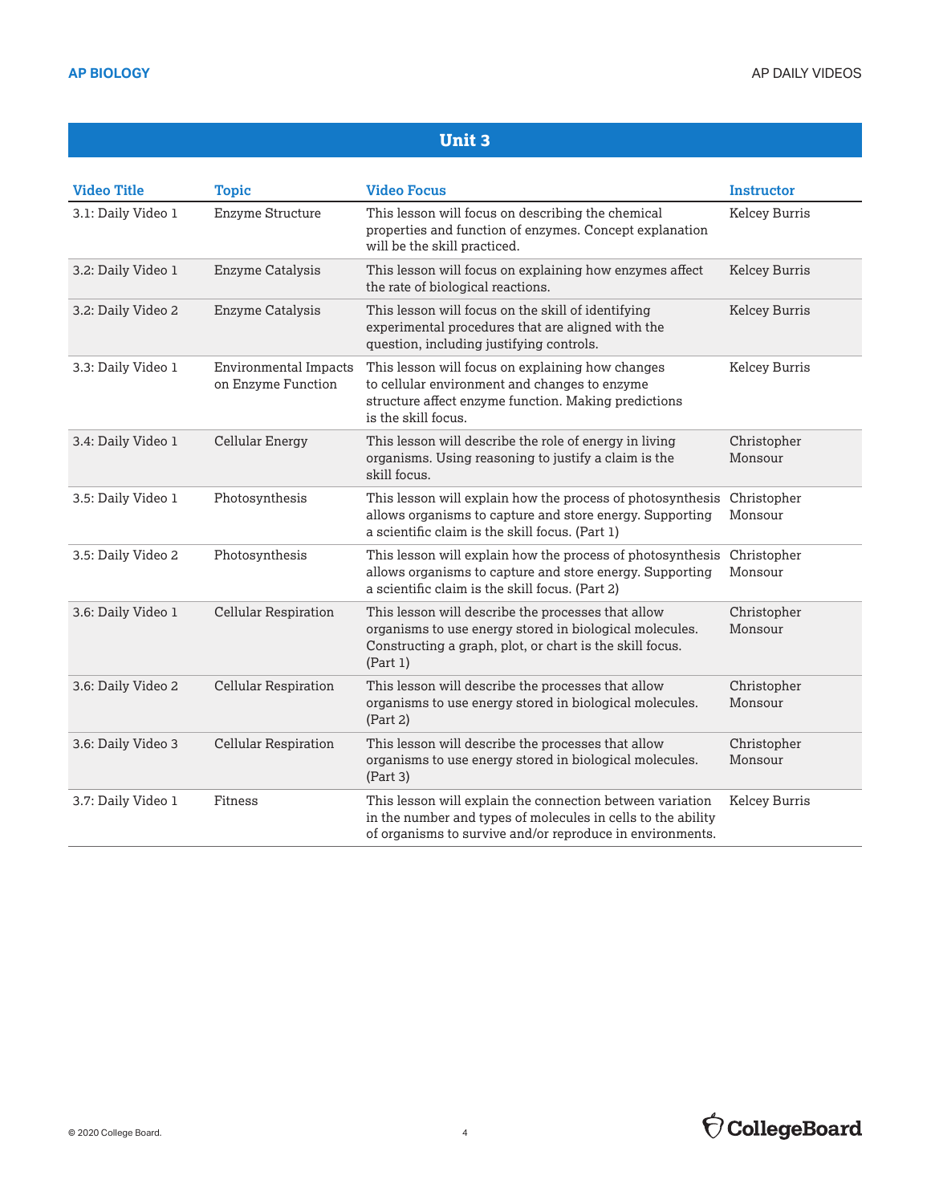## Unit 3

| Video Title | Topic | Video Focus | Instructor |
|---|---|---|---|
| 3.1: Daily Video 1 | Enzyme Structure | This lesson will focus on describing the chemical properties and function of enzymes. Concept explanation will be the skill practiced. | Kelcey Burris |
| 3.2: Daily Video 1 | Enzyme Catalysis | This lesson will focus on explaining how enzymes affect the rate of biological reactions. | Kelcey Burris |
| 3.2: Daily Video 2 | Enzyme Catalysis | This lesson will focus on the skill of identifying experimental procedures that are aligned with the question, including justifying controls. | Kelcey Burris |
| 3.3: Daily Video 1 | Environmental Impacts on Enzyme Function | This lesson will focus on explaining how changes to cellular environment and changes to enzyme structure affect enzyme function. Making predictions is the skill focus. | Kelcey Burris |
| 3.4: Daily Video 1 | Cellular Energy | This lesson will describe the role of energy in living organisms. Using reasoning to justify a claim is the skill focus. | Christopher Monsour |
| 3.5: Daily Video 1 | Photosynthesis | This lesson will explain how the process of photosynthesis allows organisms to capture and store energy. Supporting a scientific claim is the skill focus. (Part 1) | Christopher Monsour |
| 3.5: Daily Video 2 | Photosynthesis | This lesson will explain how the process of photosynthesis allows organisms to capture and store energy. Supporting a scientific claim is the skill focus. (Part 2) | Christopher Monsour |
| 3.6: Daily Video 1 | Cellular Respiration | This lesson will describe the processes that allow organisms to use energy stored in biological molecules. Constructing a graph, plot, or chart is the skill focus. (Part 1) | Christopher Monsour |
| 3.6: Daily Video 2 | Cellular Respiration | This lesson will describe the processes that allow organisms to use energy stored in biological molecules. (Part 2) | Christopher Monsour |
| 3.6: Daily Video 3 | Cellular Respiration | This lesson will describe the processes that allow organisms to use energy stored in biological molecules. (Part 3) | Christopher Monsour |
| 3.7: Daily Video 1 | Fitness | This lesson will explain the connection between variation in the number and types of molecules in cells to the ability of organisms to survive and/or reproduce in environments. | Kelcey Burris |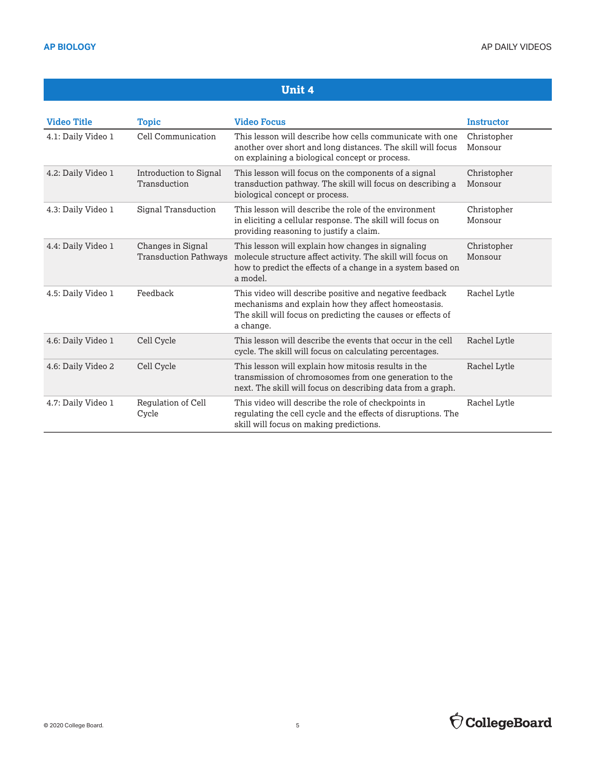## Unit 4

| Video Title | Topic | Video Focus | Instructor |
|---|---|---|---|
| 4.1: Daily Video 1 | Cell Communication | This lesson will describe how cells communicate with one another over short and long distances. The skill will focus on explaining a biological concept or process. | Christopher Monsour |
| 4.2: Daily Video 1 | Introduction to Signal Transduction | This lesson will focus on the components of a signal transduction pathway. The skill will focus on describing a biological concept or process. | Christopher Monsour |
| 4.3: Daily Video 1 | Signal Transduction | This lesson will describe the role of the environment in eliciting a cellular response. The skill will focus on providing reasoning to justify a claim. | Christopher Monsour |
| 4.4: Daily Video 1 | Changes in Signal Transduction Pathways | This lesson will explain how changes in signaling molecule structure affect activity. The skill will focus on how to predict the effects of a change in a system based on a model. | Christopher Monsour |
| 4.5: Daily Video 1 | Feedback | This video will describe positive and negative feedback mechanisms and explain how they affect homeostasis. The skill will focus on predicting the causes or effects of a change. | Rachel Lytle |
| 4.6: Daily Video 1 | Cell Cycle | This lesson will describe the events that occur in the cell cycle. The skill will focus on calculating percentages. | Rachel Lytle |
| 4.6: Daily Video 2 | Cell Cycle | This lesson will explain how mitosis results in the transmission of chromosomes from one generation to the next. The skill will focus on describing data from a graph. | Rachel Lytle |
| 4.7: Daily Video 1 | Regulation of Cell Cycle | This video will describe the role of checkpoints in regulating the cell cycle and the effects of disruptions. The skill will focus on making predictions. | Rachel Lytle |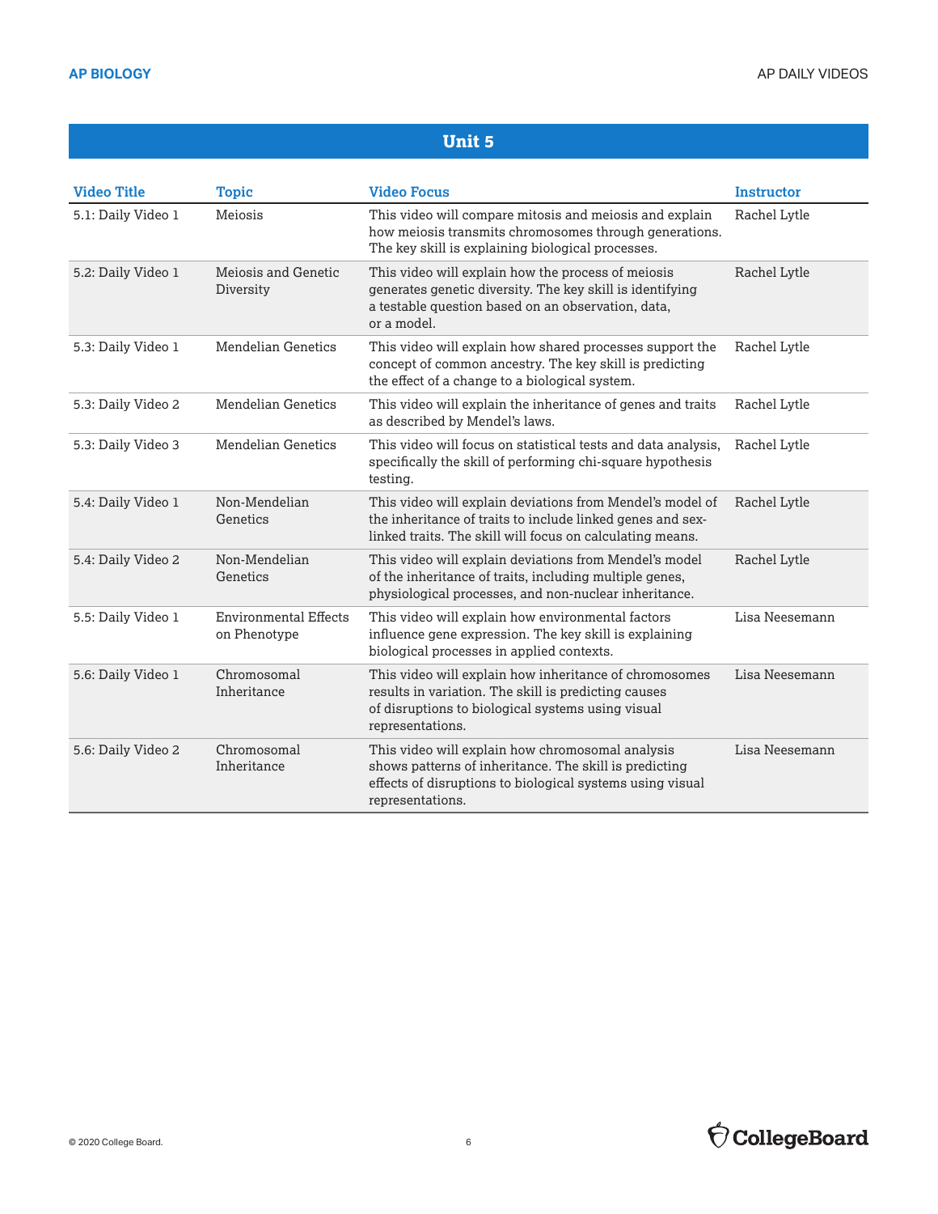## Unit 5

| Video Title | Topic | Video Focus | Instructor |
|---|---|---|---|
| 5.1: Daily Video 1 | Meiosis | This video will compare mitosis and meiosis and explain how meiosis transmits chromosomes through generations. The key skill is explaining biological processes. | Rachel Lytle |
| 5.2: Daily Video 1 | Meiosis and Genetic Diversity | This video will explain how the process of meiosis generates genetic diversity. The key skill is identifying a testable question based on an observation, data, or a model. | Rachel Lytle |
| 5.3: Daily Video 1 | Mendelian Genetics | This video will explain how shared processes support the concept of common ancestry. The key skill is predicting the effect of a change to a biological system. | Rachel Lytle |
| 5.3: Daily Video 2 | Mendelian Genetics | This video will explain the inheritance of genes and traits as described by Mendel's laws. | Rachel Lytle |
| 5.3: Daily Video 3 | Mendelian Genetics | This video will focus on statistical tests and data analysis, specifically the skill of performing chi-square hypothesis testing. | Rachel Lytle |
| 5.4: Daily Video 1 | Non-Mendelian Genetics | This video will explain deviations from Mendel's model of the inheritance of traits to include linked genes and sex-linked traits. The skill will focus on calculating means. | Rachel Lytle |
| 5.4: Daily Video 2 | Non-Mendelian Genetics | This video will explain deviations from Mendel's model of the inheritance of traits, including multiple genes, physiological processes, and non-nuclear inheritance. | Rachel Lytle |
| 5.5: Daily Video 1 | Environmental Effects on Phenotype | This video will explain how environmental factors influence gene expression. The key skill is explaining biological processes in applied contexts. | Lisa Neesemann |
| 5.6: Daily Video 1 | Chromosomal Inheritance | This video will explain how inheritance of chromosomes results in variation. The skill is predicting causes of disruptions to biological systems using visual representations. | Lisa Neesemann |
| 5.6: Daily Video 2 | Chromosomal Inheritance | This video will explain how chromosomal analysis shows patterns of inheritance. The skill is predicting effects of disruptions to biological systems using visual representations. | Lisa Neesemann |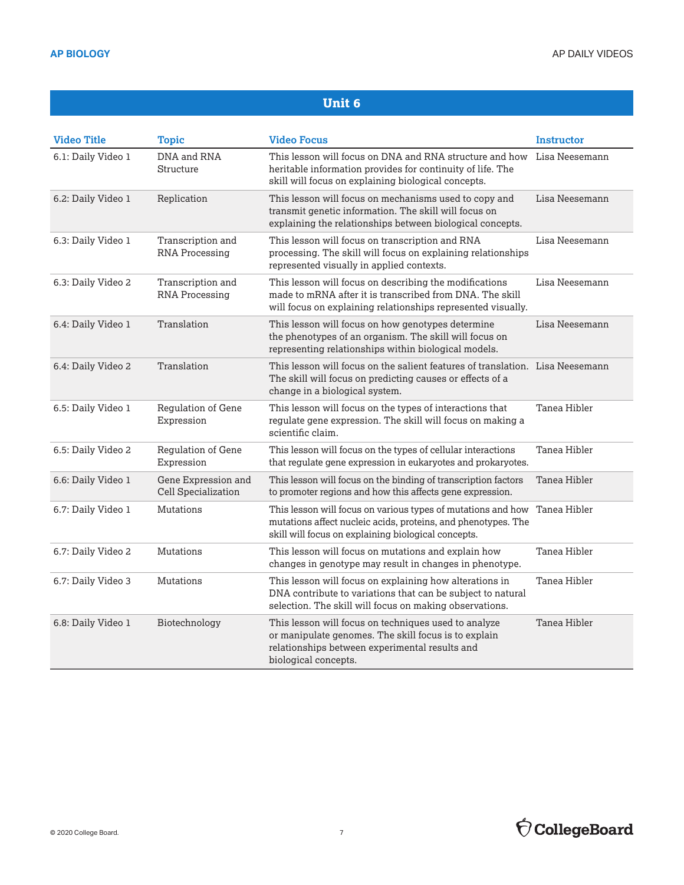## Unit 6

| Video Title | Topic | Video Focus | Instructor |
|---|---|---|---|
| 6.1: Daily Video 1 | DNA and RNA Structure | This lesson will focus on DNA and RNA structure and how heritable information provides for continuity of life. The skill will focus on explaining biological concepts. | Lisa Neesemann |
| 6.2: Daily Video 1 | Replication | This lesson will focus on mechanisms used to copy and transmit genetic information. The skill will focus on explaining the relationships between biological concepts. | Lisa Neesemann |
| 6.3: Daily Video 1 | Transcription and RNA Processing | This lesson will focus on transcription and RNA processing. The skill will focus on explaining relationships represented visually in applied contexts. | Lisa Neesemann |
| 6.3: Daily Video 2 | Transcription and RNA Processing | This lesson will focus on describing the modifications made to mRNA after it is transcribed from DNA. The skill will focus on explaining relationships represented visually. | Lisa Neesemann |
| 6.4: Daily Video 1 | Translation | This lesson will focus on how genotypes determine the phenotypes of an organism. The skill will focus on representing relationships within biological models. | Lisa Neesemann |
| 6.4: Daily Video 2 | Translation | This lesson will focus on the salient features of translation. The skill will focus on predicting causes or effects of a change in a biological system. | Lisa Neesemann |
| 6.5: Daily Video 1 | Regulation of Gene Expression | This lesson will focus on the types of interactions that regulate gene expression. The skill will focus on making a scientific claim. | Tanea Hibler |
| 6.5: Daily Video 2 | Regulation of Gene Expression | This lesson will focus on the types of cellular interactions that regulate gene expression in eukaryotes and prokaryotes. | Tanea Hibler |
| 6.6: Daily Video 1 | Gene Expression and Cell Specialization | This lesson will focus on the binding of transcription factors to promoter regions and how this affects gene expression. | Tanea Hibler |
| 6.7: Daily Video 1 | Mutations | This lesson will focus on various types of mutations and how mutations affect nucleic acids, proteins, and phenotypes. The skill will focus on explaining biological concepts. | Tanea Hibler |
| 6.7: Daily Video 2 | Mutations | This lesson will focus on mutations and explain how changes in genotype may result in changes in phenotype. | Tanea Hibler |
| 6.7: Daily Video 3 | Mutations | This lesson will focus on explaining how alterations in DNA contribute to variations that can be subject to natural selection. The skill will focus on making observations. | Tanea Hibler |
| 6.8: Daily Video 1 | Biotechnology | This lesson will focus on techniques used to analyze or manipulate genomes. The skill focus is to explain relationships between experimental results and biological concepts. | Tanea Hibler |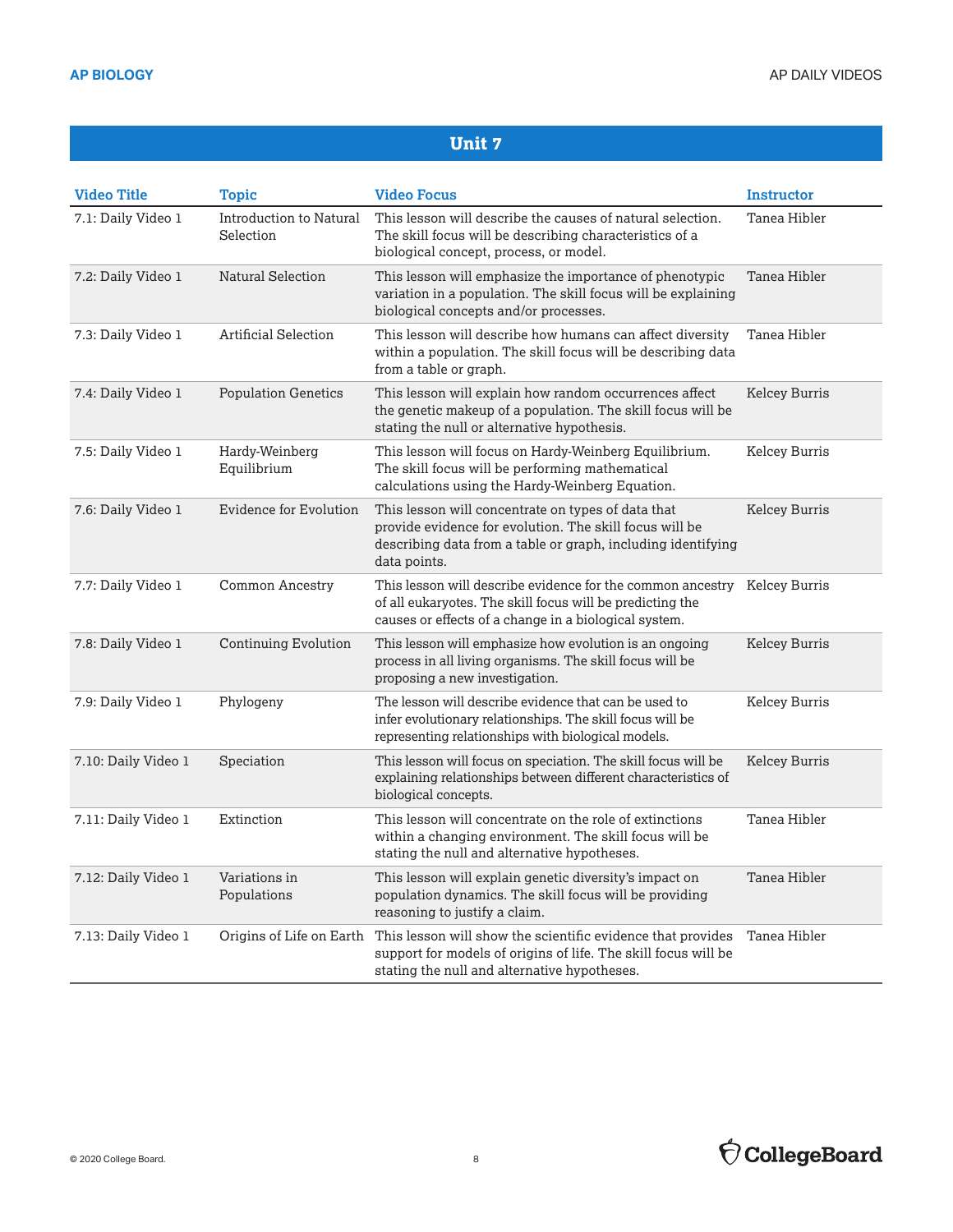## Unit 7

| Video Title | Topic | Video Focus | Instructor |
|---|---|---|---|
| 7.1: Daily Video 1 | Introduction to Natural Selection | This lesson will describe the causes of natural selection. The skill focus will be describing characteristics of a biological concept, process, or model. | Tanea Hibler |
| 7.2: Daily Video 1 | Natural Selection | This lesson will emphasize the importance of phenotypic variation in a population. The skill focus will be explaining biological concepts and/or processes. | Tanea Hibler |
| 7.3: Daily Video 1 | Artificial Selection | This lesson will describe how humans can affect diversity within a population. The skill focus will be describing data from a table or graph. | Tanea Hibler |
| 7.4: Daily Video 1 | Population Genetics | This lesson will explain how random occurrences affect the genetic makeup of a population. The skill focus will be stating the null or alternative hypothesis. | Kelcey Burris |
| 7.5: Daily Video 1 | Hardy-Weinberg Equilibrium | This lesson will focus on Hardy-Weinberg Equilibrium. The skill focus will be performing mathematical calculations using the Hardy-Weinberg Equation. | Kelcey Burris |
| 7.6: Daily Video 1 | Evidence for Evolution | This lesson will concentrate on types of data that provide evidence for evolution. The skill focus will be describing data from a table or graph, including identifying data points. | Kelcey Burris |
| 7.7: Daily Video 1 | Common Ancestry | This lesson will describe evidence for the common ancestry of all eukaryotes. The skill focus will be predicting the causes or effects of a change in a biological system. | Kelcey Burris |
| 7.8: Daily Video 1 | Continuing Evolution | This lesson will emphasize how evolution is an ongoing process in all living organisms. The skill focus will be proposing a new investigation. | Kelcey Burris |
| 7.9: Daily Video 1 | Phylogeny | The lesson will describe evidence that can be used to infer evolutionary relationships. The skill focus will be representing relationships with biological models. | Kelcey Burris |
| 7.10: Daily Video 1 | Speciation | This lesson will focus on speciation. The skill focus will be explaining relationships between different characteristics of biological concepts. | Kelcey Burris |
| 7.11: Daily Video 1 | Extinction | This lesson will concentrate on the role of extinctions within a changing environment. The skill focus will be stating the null and alternative hypotheses. | Tanea Hibler |
| 7.12: Daily Video 1 | Variations in Populations | This lesson will explain genetic diversity's impact on population dynamics. The skill focus will be providing reasoning to justify a claim. | Tanea Hibler |
| 7.13: Daily Video 1 | Origins of Life on Earth | This lesson will show the scientific evidence that provides support for models of origins of life. The skill focus will be stating the null and alternative hypotheses. | Tanea Hibler |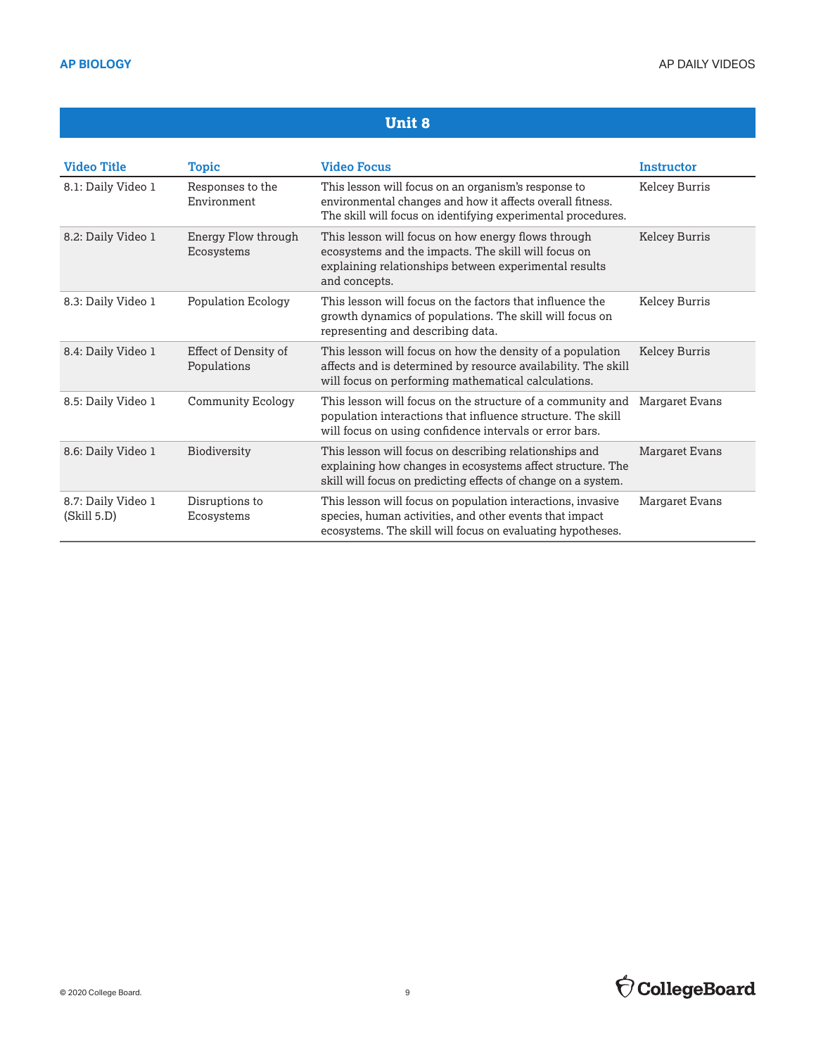## Unit 8

| Video Title | Topic | Video Focus | Instructor |
|---|---|---|---|
| 8.1: Daily Video 1 | Responses to the Environment | This lesson will focus on an organism's response to environmental changes and how it affects overall fitness. The skill will focus on identifying experimental procedures. | Kelcey Burris |
| 8.2: Daily Video 1 | Energy Flow through Ecosystems | This lesson will focus on how energy flows through ecosystems and the impacts. The skill will focus on explaining relationships between experimental results and concepts. | Kelcey Burris |
| 8.3: Daily Video 1 | Population Ecology | This lesson will focus on the factors that influence the growth dynamics of populations. The skill will focus on representing and describing data. | Kelcey Burris |
| 8.4: Daily Video 1 | Effect of Density of Populations | This lesson will focus on how the density of a population affects and is determined by resource availability. The skill will focus on performing mathematical calculations. | Kelcey Burris |
| 8.5: Daily Video 1 | Community Ecology | This lesson will focus on the structure of a community and population interactions that influence structure. The skill will focus on using confidence intervals or error bars. | Margaret Evans |
| 8.6: Daily Video 1 | Biodiversity | This lesson will focus on describing relationships and explaining how changes in ecosystems affect structure. The skill will focus on predicting effects of change on a system. | Margaret Evans |
| 8.7: Daily Video 1 (Skill 5.D) | Disruptions to Ecosystems | This lesson will focus on population interactions, invasive species, human activities, and other events that impact ecosystems. The skill will focus on evaluating hypotheses. | Margaret Evans |